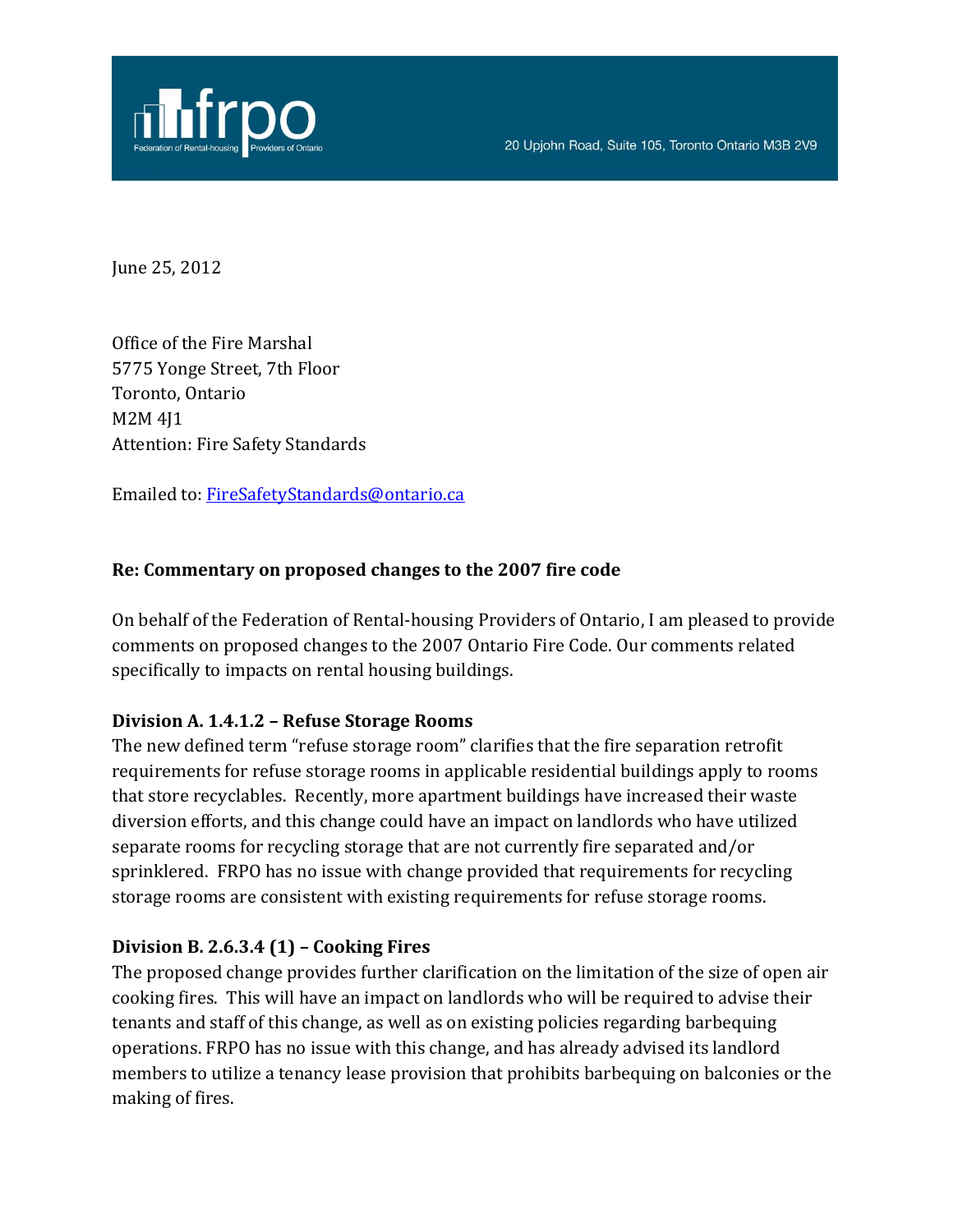frpo

Federation of Rental-housing Providers of Ontario

20 Upjohn Road, Suite 105, Toronto Ontario M3B 2V9

June 25, 2012

Office of the Fire Marshal
5775 Yonge Street, 7th Floor
Toronto, Ontario
M2M 4J1
Attention: Fire Safety Standards

Emailed to: FireSafetyStandards@ontario.ca

**Re: Commentary on proposed changes to the 2007 fire code**

On behalf of the Federation of Rental-housing Providers of Ontario, I am pleased to provide comments on proposed changes to the 2007 Ontario Fire Code. Our comments related specifically to impacts on rental housing buildings.

**Division A. 1.4.1.2 – Refuse Storage Rooms**

The new defined term "refuse storage room" clarifies that the fire separation retrofit requirements for refuse storage rooms in applicable residential buildings apply to rooms that store recyclables. Recently, more apartment buildings have increased their waste diversion efforts, and this change could have an impact on landlords who have utilized separate rooms for recycling storage that are not currently fire separated and/or sprinklered. FRPO has no issue with change provided that requirements for recycling storage rooms are consistent with existing requirements for refuse storage rooms.

**Division B. 2.6.3.4 (1) – Cooking Fires**

The proposed change provides further clarification on the limitation of the size of open air cooking fires. This will have an impact on landlords who will be required to advise their tenants and staff of this change, as well as on existing policies regarding barbequing operations. FRPO has no issue with this change, and has already advised its landlord members to utilize a tenancy lease provision that prohibits barbequing on balconies or the making of fires.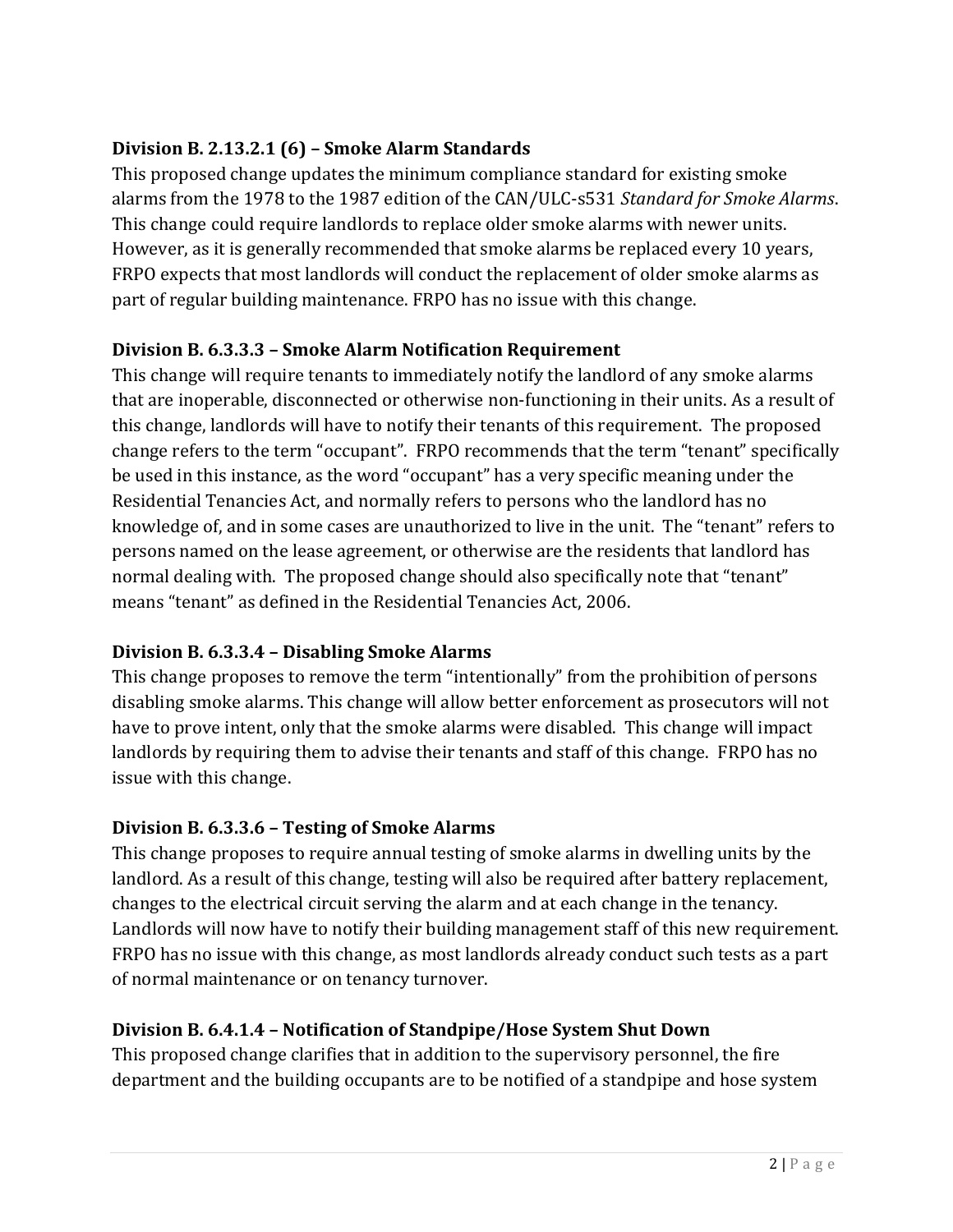**Division B. 2.13.2.1 (6) – Smoke Alarm Standards**

This proposed change updates the minimum compliance standard for existing smoke alarms from the 1978 to the 1987 edition of the CAN/ULC-s531 *Standard for Smoke Alarms*. This change could require landlords to replace older smoke alarms with newer units. However, as it is generally recommended that smoke alarms be replaced every 10 years, FRPO expects that most landlords will conduct the replacement of older smoke alarms as part of regular building maintenance. FRPO has no issue with this change.

**Division B. 6.3.3.3 – Smoke Alarm Notification Requirement**

This change will require tenants to immediately notify the landlord of any smoke alarms that are inoperable, disconnected or otherwise non-functioning in their units. As a result of this change, landlords will have to notify their tenants of this requirement. The proposed change refers to the term "occupant". FRPO recommends that the term "tenant" specifically be used in this instance, as the word "occupant" has a very specific meaning under the Residential Tenancies Act, and normally refers to persons who the landlord has no knowledge of, and in some cases are unauthorized to live in the unit. The "tenant" refers to persons named on the lease agreement, or otherwise are the residents that landlord has normal dealing with. The proposed change should also specifically note that "tenant" means "tenant" as defined in the Residential Tenancies Act, 2006.

**Division B. 6.3.3.4 – Disabling Smoke Alarms**

This change proposes to remove the term "intentionally" from the prohibition of persons disabling smoke alarms. This change will allow better enforcement as prosecutors will not have to prove intent, only that the smoke alarms were disabled. This change will impact landlords by requiring them to advise their tenants and staff of this change. FRPO has no issue with this change.

**Division B. 6.3.3.6 – Testing of Smoke Alarms**

This change proposes to require annual testing of smoke alarms in dwelling units by the landlord. As a result of this change, testing will also be required after battery replacement, changes to the electrical circuit serving the alarm and at each change in the tenancy. Landlords will now have to notify their building management staff of this new requirement. FRPO has no issue with this change, as most landlords already conduct such tests as a part of normal maintenance or on tenancy turnover.

**Division B. 6.4.1.4 – Notification of Standpipe/Hose System Shut Down**

This proposed change clarifies that in addition to the supervisory personnel, the fire department and the building occupants are to be notified of a standpipe and hose system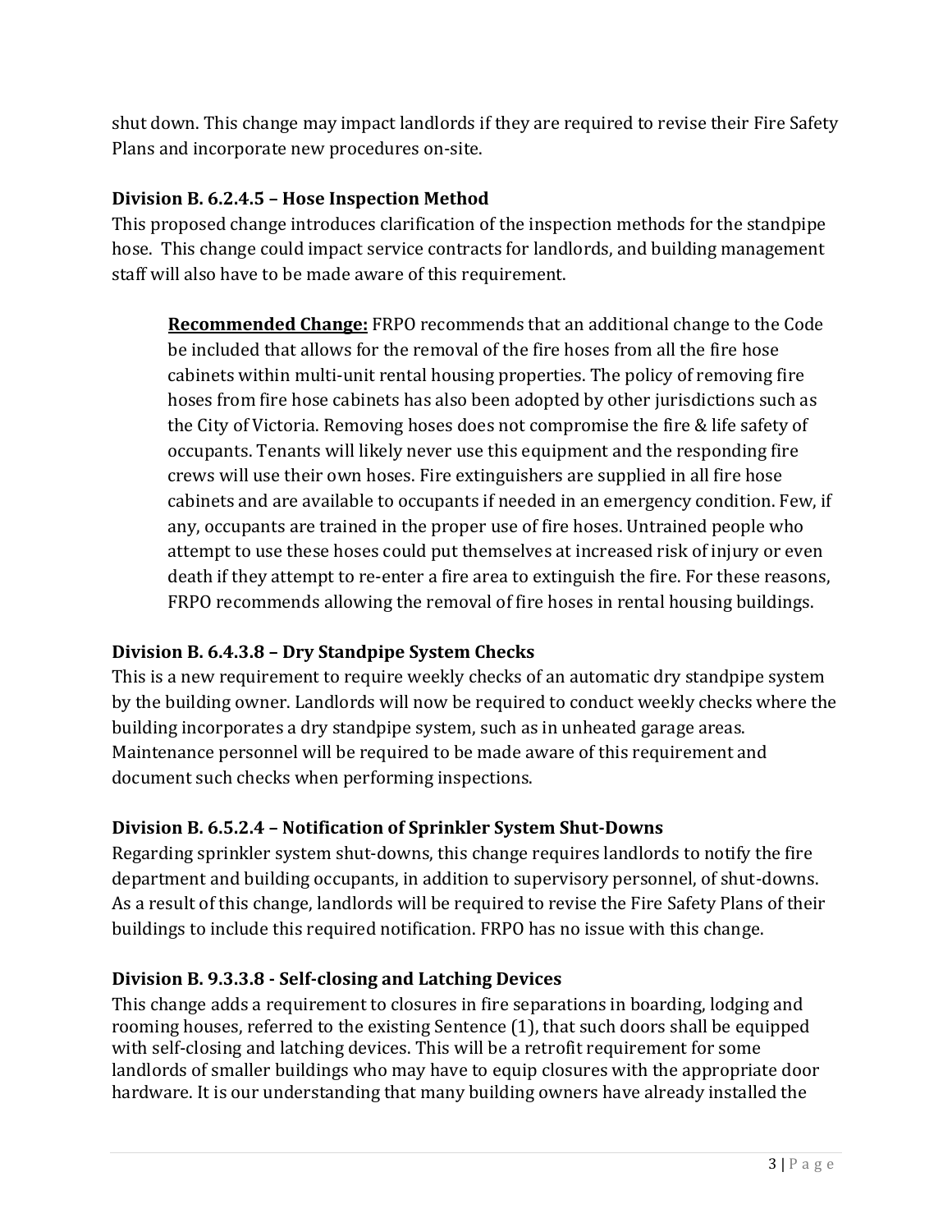shut down. This change may impact landlords if they are required to revise their Fire Safety Plans and incorporate new procedures on-site.

### Division B. 6.2.4.5 – Hose Inspection Method

This proposed change introduces clarification of the inspection methods for the standpipe hose. This change could impact service contracts for landlords, and building management staff will also have to be made aware of this requirement.

> **Recommended Change:** FRPO recommends that an additional change to the Code be included that allows for the removal of the fire hoses from all the fire hose cabinets within multi-unit rental housing properties. The policy of removing fire hoses from fire hose cabinets has also been adopted by other jurisdictions such as the City of Victoria. Removing hoses does not compromise the fire & life safety of occupants. Tenants will likely never use this equipment and the responding fire crews will use their own hoses. Fire extinguishers are supplied in all fire hose cabinets and are available to occupants if needed in an emergency condition. Few, if any, occupants are trained in the proper use of fire hoses. Untrained people who attempt to use these hoses could put themselves at increased risk of injury or even death if they attempt to re-enter a fire area to extinguish the fire. For these reasons, FRPO recommends allowing the removal of fire hoses in rental housing buildings.

### Division B. 6.4.3.8 – Dry Standpipe System Checks

This is a new requirement to require weekly checks of an automatic dry standpipe system by the building owner. Landlords will now be required to conduct weekly checks where the building incorporates a dry standpipe system, such as in unheated garage areas. Maintenance personnel will be required to be made aware of this requirement and document such checks when performing inspections.

### Division B. 6.5.2.4 – Notification of Sprinkler System Shut-Downs

Regarding sprinkler system shut-downs, this change requires landlords to notify the fire department and building occupants, in addition to supervisory personnel, of shut-downs. As a result of this change, landlords will be required to revise the Fire Safety Plans of their buildings to include this required notification. FRPO has no issue with this change.

### Division B. 9.3.3.8 - Self-closing and Latching Devices

This change adds a requirement to closures in fire separations in boarding, lodging and rooming houses, referred to the existing Sentence (1), that such doors shall be equipped with self-closing and latching devices. This will be a retrofit requirement for some landlords of smaller buildings who may have to equip closures with the appropriate door hardware. It is our understanding that many building owners have already installed the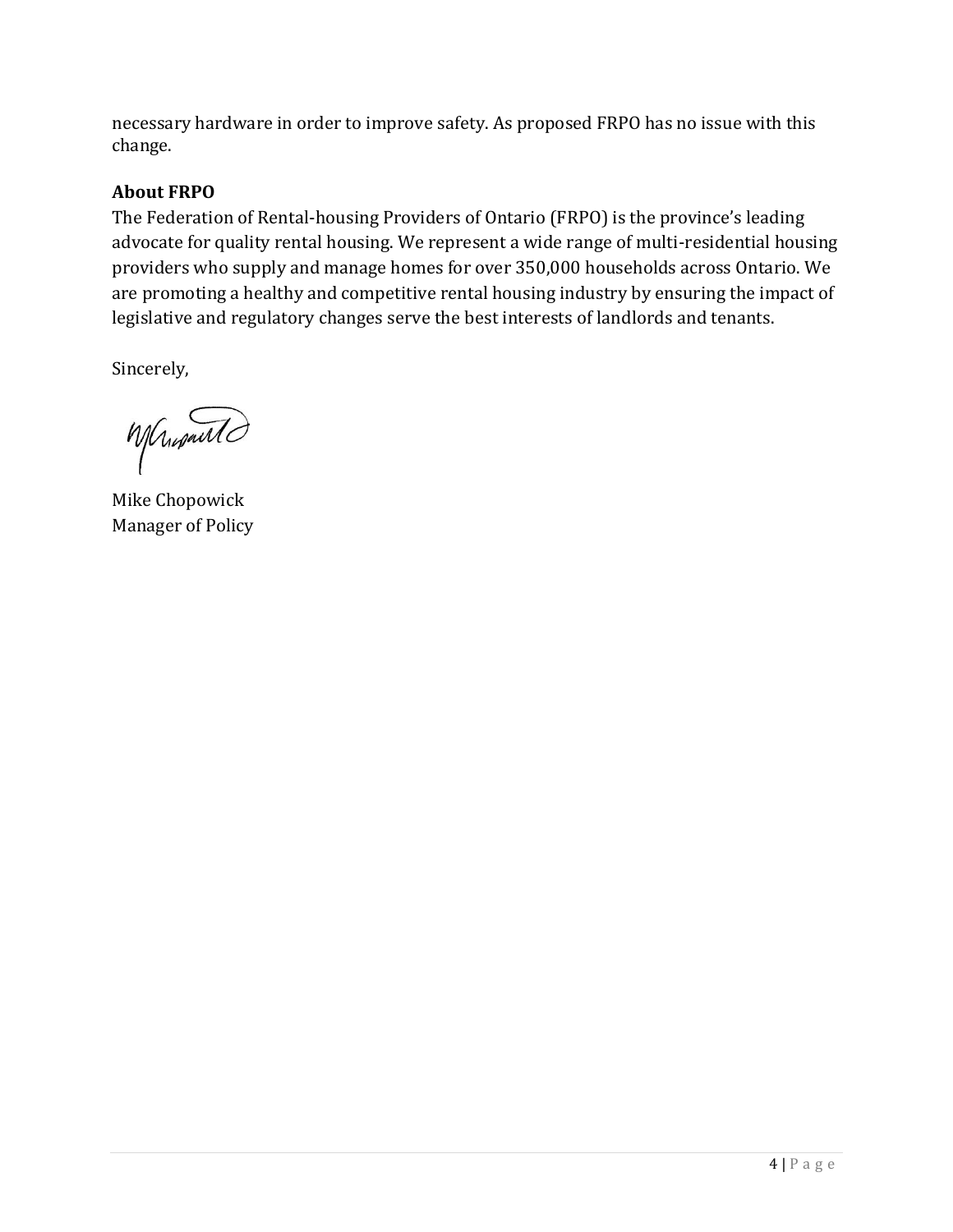necessary hardware in order to improve safety. As proposed FRPO has no issue with this change.

### About FRPO

The Federation of Rental-housing Providers of Ontario (FRPO) is the province's leading advocate for quality rental housing. We represent a wide range of multi-residential housing providers who supply and manage homes for over 350,000 households across Ontario. We are promoting a healthy and competitive rental housing industry by ensuring the impact of legislative and regulatory changes serve the best interests of landlords and tenants.

Sincerely,

Mike Chopowick
Manager of Policy